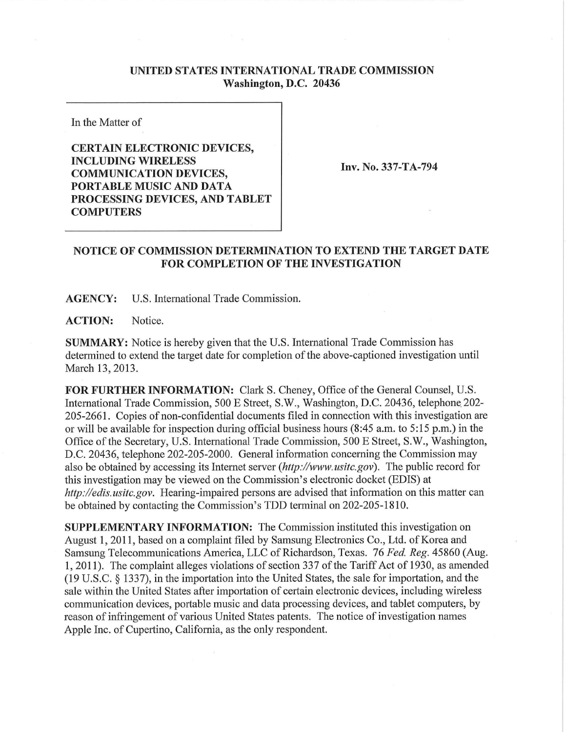**UNITED STATES INTERNATIONAL TRADE COMMISSION**
**Washington, D.C. 20436**

In the Matter of

**CERTAIN ELECTRONIC DEVICES, INCLUDING WIRELESS COMMUNICATION DEVICES, PORTABLE MUSIC AND DATA PROCESSING DEVICES, AND TABLET COMPUTERS**

**Inv. No. 337-TA-794**

## NOTICE OF COMMISSION DETERMINATION TO EXTEND THE TARGET DATE FOR COMPLETION OF THE INVESTIGATION

**AGENCY:** U.S. International Trade Commission.

**ACTION:** Notice.

**SUMMARY:** Notice is hereby given that the U.S. International Trade Commission has determined to extend the target date for completion of the above-captioned investigation until March 13, 2013.

**FOR FURTHER INFORMATION:** Clark S. Cheney, Office of the General Counsel, U.S. International Trade Commission, 500 E Street, S.W., Washington, D.C. 20436, telephone 202-205-2661. Copies of non-confidential documents filed in connection with this investigation are or will be available for inspection during official business hours (8:45 a.m. to 5:15 p.m.) in the Office of the Secretary, U.S. International Trade Commission, 500 E Street, S.W., Washington, D.C. 20436, telephone 202-205-2000. General information concerning the Commission may also be obtained by accessing its Internet server (*http://www.usitc.gov*). The public record for this investigation may be viewed on the Commission's electronic docket (EDIS) at *http://edis.usitc.gov*. Hearing-impaired persons are advised that information on this matter can be obtained by contacting the Commission's TDD terminal on 202-205-1810.

**SUPPLEMENTARY INFORMATION:** The Commission instituted this investigation on August 1, 2011, based on a complaint filed by Samsung Electronics Co., Ltd. of Korea and Samsung Telecommunications America, LLC of Richardson, Texas. 76 *Fed. Reg.* 45860 (Aug. 1, 2011). The complaint alleges violations of section 337 of the Tariff Act of 1930, as amended (19 U.S.C. § 1337), in the importation into the United States, the sale for importation, and the sale within the United States after importation of certain electronic devices, including wireless communication devices, portable music and data processing devices, and tablet computers, by reason of infringement of various United States patents. The notice of investigation names Apple Inc. of Cupertino, California, as the only respondent.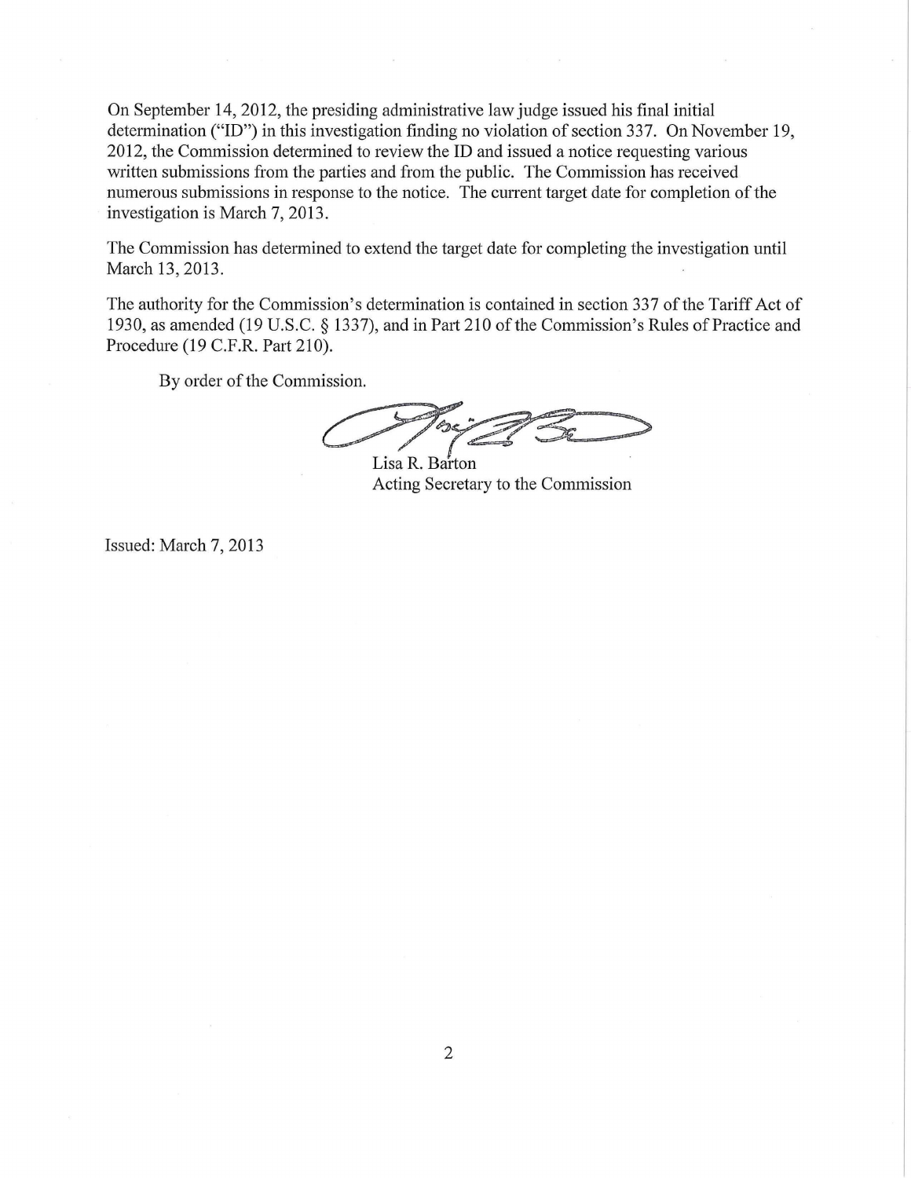On September 14, 2012, the presiding administrative law judge issued his final initial determination ("ID") in this investigation finding no violation of section 337. On November 19, 2012, the Commission determined to review the ID and issued a notice requesting various written submissions from the parties and from the public. The Commission has received numerous submissions in response to the notice. The current target date for completion of the investigation is March 7, 2013.

The Commission has determined to extend the target date for completing the investigation until March 13, 2013.

The authority for the Commission's determination is contained in section 337 of the Tariff Act of 1930, as amended (19 U.S.C. § 1337), and in Part 210 of the Commission's Rules of Practice and Procedure (19 C.F.R. Part 210).

By order of the Commission.

Lisa R. Barton
Acting Secretary to the Commission

Issued: March 7, 2013